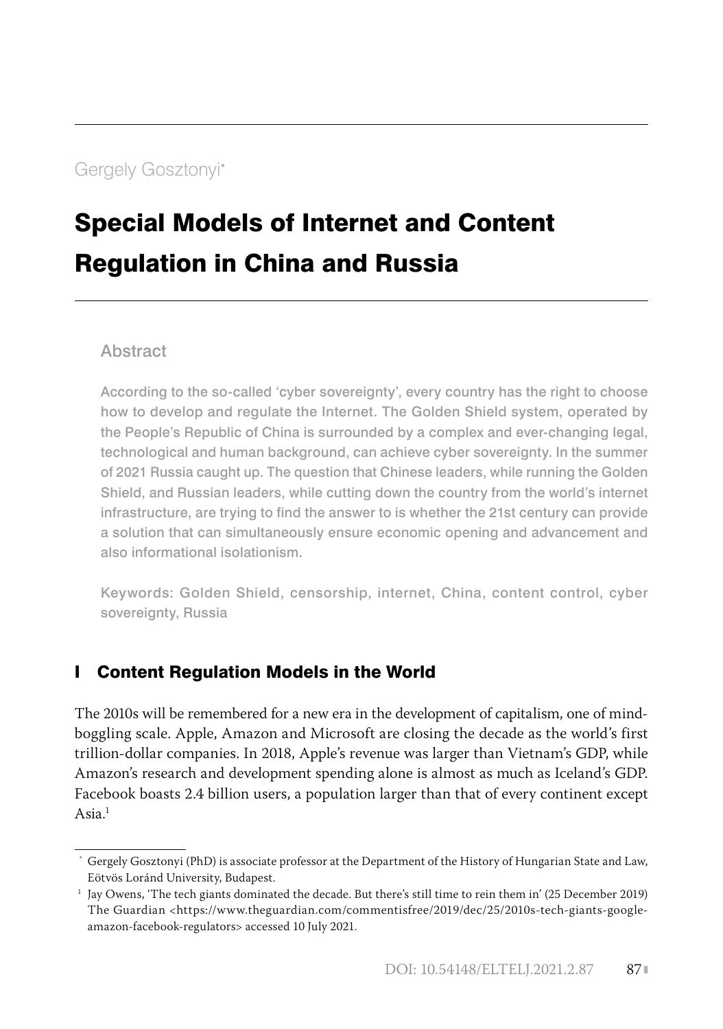Gergely Gosztonyi*

# Special Models of Internet and Content Regulation in China and Russia

## Abstract

According to the so-called 'cyber sovereignty', every country has the right to choose how to develop and regulate the Internet. The Golden Shield system, operated by the People's Republic of China is surrounded by a complex and ever-changing legal, technological and human background, can achieve cyber sovereignty. In the summer of 2021 Russia caught up. The question that Chinese leaders, while running the Golden Shield, and Russian leaders, while cutting down the country from the world's internet infrastructure, are trying to find the answer to is whether the 21st century can provide a solution that can simultaneously ensure economic opening and advancement and also informational isolationism.

Keywords: Golden Shield, censorship, internet, China, content control, cyber sovereignty, Russia

## I Content Regulation Models in the World

The 2010s will be remembered for a new era in the development of capitalism, one of mind-boggling scale. Apple, Amazon and Microsoft are closing the decade as the world's first trillion-dollar companies. In 2018, Apple's revenue was larger than Vietnam's GDP, while Amazon's research and development spending alone is almost as much as Iceland's GDP. Facebook boasts 2.4 billion users, a population larger than that of every continent except Asia.[1]

---

* Gergely Gosztonyi (PhD) is associate professor at the Department of the History of Hungarian State and Law, Eötvös Loránd University, Budapest.

[1] Jay Owens, 'The tech giants dominated the decade. But there's still time to rein them in' (25 December 2019) The Guardian <https://www.theguardian.com/commentisfree/2019/dec/25/2010s-tech-giants-google-amazon-facebook-regulators> accessed 10 July 2021.

DOI: 10.54148/ELTELJ.2021.2.87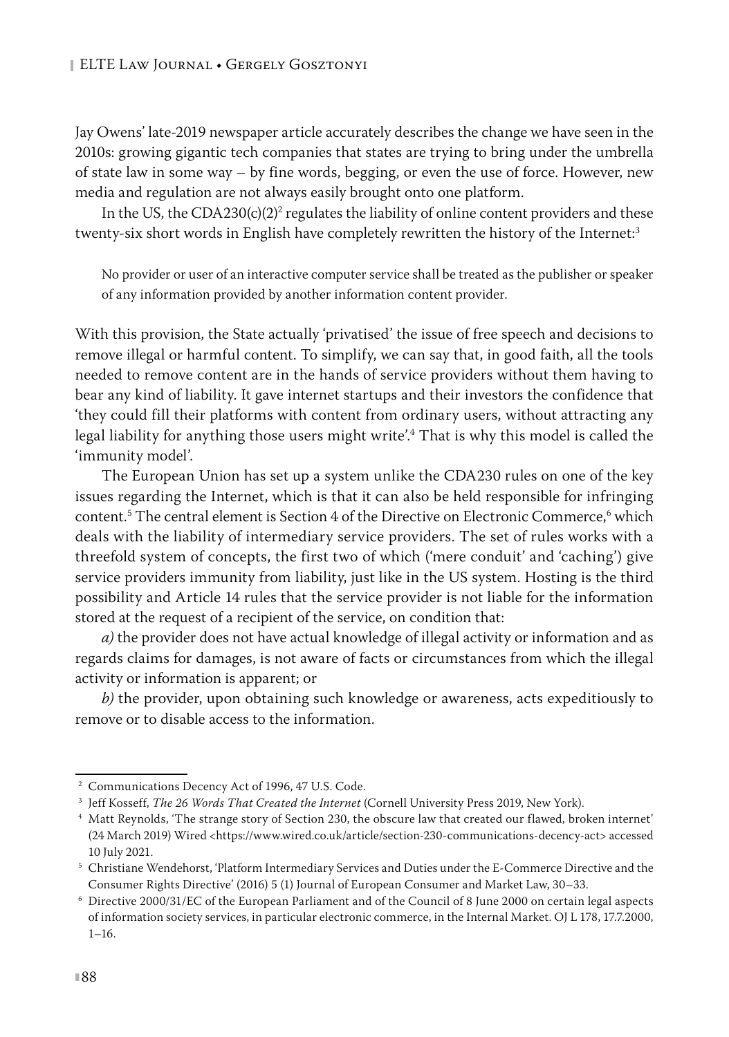Jay Owens' late-2019 newspaper article accurately describes the change we have seen in the 2010s: growing gigantic tech companies that states are trying to bring under the umbrella of state law in some way – by fine words, begging, or even the use of force. However, new media and regulation are not always easily brought onto one platform.

In the US, the CDA230(c)(2)[2] regulates the liability of online content providers and these twenty-six short words in English have completely rewritten the history of the Internet:[3]

> No provider or user of an interactive computer service shall be treated as the publisher or speaker of any information provided by another information content provider.

With this provision, the State actually 'privatised' the issue of free speech and decisions to remove illegal or harmful content. To simplify, we can say that, in good faith, all the tools needed to remove content are in the hands of service providers without them having to bear any kind of liability. It gave internet startups and their investors the confidence that 'they could fill their platforms with content from ordinary users, without attracting any legal liability for anything those users might write'.[4] That is why this model is called the 'immunity model'.

The European Union has set up a system unlike the CDA230 rules on one of the key issues regarding the Internet, which is that it can also be held responsible for infringing content.[5] The central element is Section 4 of the Directive on Electronic Commerce,[6] which deals with the liability of intermediary service providers. The set of rules works with a threefold system of concepts, the first two of which ('mere conduit' and 'caching') give service providers immunity from liability, just like in the US system. Hosting is the third possibility and Article 14 rules that the service provider is not liable for the information stored at the request of a recipient of the service, on condition that:

*a)* the provider does not have actual knowledge of illegal activity or information and as regards claims for damages, is not aware of facts or circumstances from which the illegal activity or information is apparent; or

*b)* the provider, upon obtaining such knowledge or awareness, acts expeditiously to remove or to disable access to the information.

---

[2] Communications Decency Act of 1996, 47 U.S. Code.

[3] Jeff Kosseff, *The 26 Words That Created the Internet* (Cornell University Press 2019, New York).

[4] Matt Reynolds, 'The strange story of Section 230, the obscure law that created our flawed, broken internet' (24 March 2019) Wired <https://www.wired.co.uk/article/section-230-communications-decency-act> accessed 10 July 2021.

[5] Christiane Wendehorst, 'Platform Intermediary Services and Duties under the E-Commerce Directive and the Consumer Rights Directive' (2016) 5 (1) Journal of European Consumer and Market Law, 30–33.

[6] Directive 2000/31/EC of the European Parliament and of the Council of 8 June 2000 on certain legal aspects of information society services, in particular electronic commerce, in the Internal Market. OJ L 178, 17.7.2000, 1–16.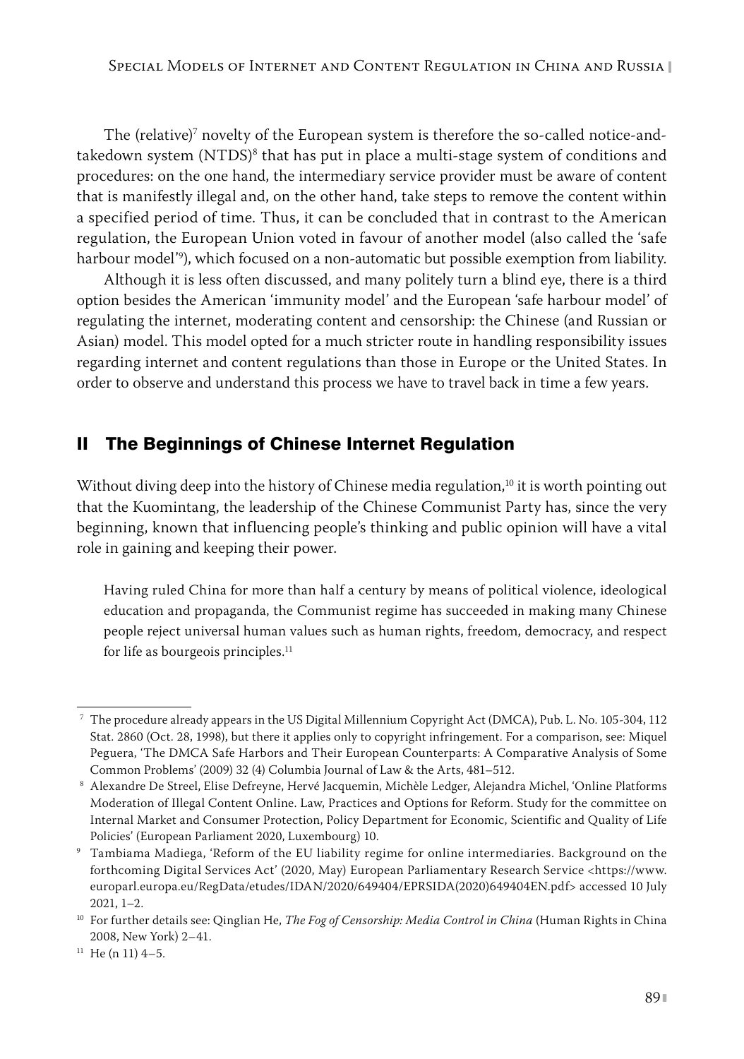The (relative)[7] novelty of the European system is therefore the so-called notice-and-takedown system (NTDS)[8] that has put in place a multi-stage system of conditions and procedures: on the one hand, the intermediary service provider must be aware of content that is manifestly illegal and, on the other hand, take steps to remove the content within a specified period of time. Thus, it can be concluded that in contrast to the American regulation, the European Union voted in favour of another model (also called the 'safe harbour model'[9]), which focused on a non-automatic but possible exemption from liability.

Although it is less often discussed, and many politely turn a blind eye, there is a third option besides the American 'immunity model' and the European 'safe harbour model' of regulating the internet, moderating content and censorship: the Chinese (and Russian or Asian) model. This model opted for a much stricter route in handling responsibility issues regarding internet and content regulations than those in Europe or the United States. In order to observe and understand this process we have to travel back in time a few years.

## II The Beginnings of Chinese Internet Regulation

Without diving deep into the history of Chinese media regulation,[10] it is worth pointing out that the Kuomintang, the leadership of the Chinese Communist Party has, since the very beginning, known that influencing people's thinking and public opinion will have a vital role in gaining and keeping their power.

> Having ruled China for more than half a century by means of political violence, ideological education and propaganda, the Communist regime has succeeded in making many Chinese people reject universal human values such as human rights, freedom, democracy, and respect for life as bourgeois principles.[11]

---

[7] The procedure already appears in the US Digital Millennium Copyright Act (DMCA), Pub. L. No. 105-304, 112 Stat. 2860 (Oct. 28, 1998), but there it applies only to copyright infringement. For a comparison, see: Miquel Peguera, 'The DMCA Safe Harbors and Their European Counterparts: A Comparative Analysis of Some Common Problems' (2009) 32 (4) Columbia Journal of Law & the Arts, 481–512.

[8] Alexandre De Streel, Elise Defreyne, Hervé Jacquemin, Michèle Ledger, Alejandra Michel, 'Online Platforms Moderation of Illegal Content Online. Law, Practices and Options for Reform. Study for the committee on Internal Market and Consumer Protection, Policy Department for Economic, Scientific and Quality of Life Policies' (European Parliament 2020, Luxembourg) 10.

[9] Tambiama Madiega, 'Reform of the EU liability regime for online intermediaries. Background on the forthcoming Digital Services Act' (2020, May) European Parliamentary Research Service <https://www.europarl.europa.eu/RegData/etudes/IDAN/2020/649404/EPRSIDA(2020)649404EN.pdf> accessed 10 July 2021, 1–2.

[10] For further details see: Qinglian He, *The Fog of Censorship: Media Control in China* (Human Rights in China 2008, New York) 2–41.

[11] He (n 11) 4–5.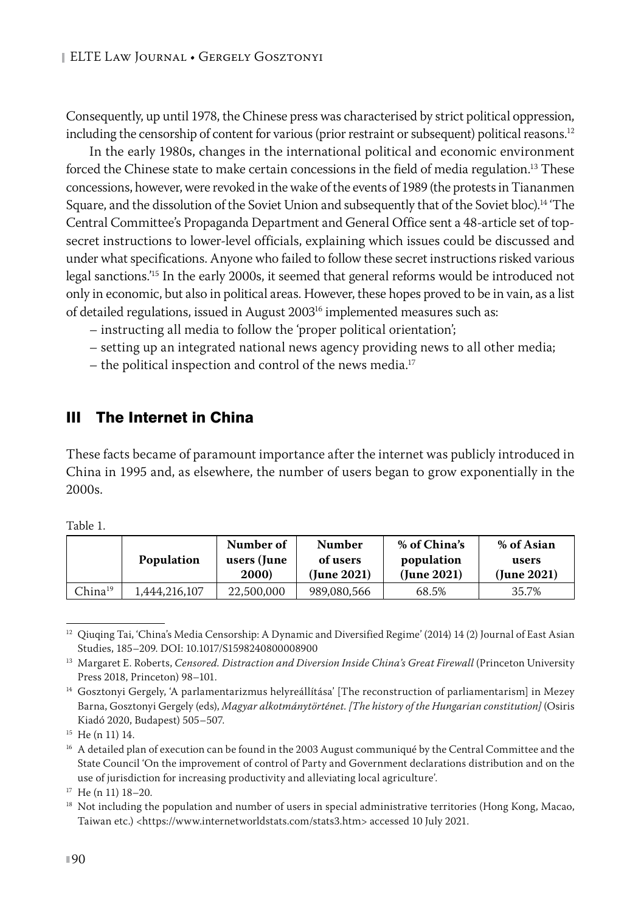Consequently, up until 1978, the Chinese press was characterised by strict political oppression, including the censorship of content for various (prior restraint or subsequent) political reasons.[12]

In the early 1980s, changes in the international political and economic environment forced the Chinese state to make certain concessions in the field of media regulation.[13] These concessions, however, were revoked in the wake of the events of 1989 (the protests in Tiananmen Square, and the dissolution of the Soviet Union and subsequently that of the Soviet bloc).[14] 'The Central Committee's Propaganda Department and General Office sent a 48-article set of top-secret instructions to lower-level officials, explaining which issues could be discussed and under what specifications. Anyone who failed to follow these secret instructions risked various legal sanctions.'[15] In the early 2000s, it seemed that general reforms would be introduced not only in economic, but also in political areas. However, these hopes proved to be in vain, as a list of detailed regulations, issued in August 2003[16] implemented measures such as:

- instructing all media to follow the 'proper political orientation';
- setting up an integrated national news agency providing news to all other media;
- the political inspection and control of the news media.[17]

## III The Internet in China

These facts became of paramount importance after the internet was publicly introduced in China in 1995 and, as elsewhere, the number of users began to grow exponentially in the 2000s.

Table 1.

| | Population | Number of users (June 2000) | Number of users (June 2021) | % of China's population (June 2021) | % of Asian users (June 2021) |
|---|---|---|---|---|---|
| China[19] | 1,444,216,107 | 22,500,000 | 989,080,566 | 68.5% | 35.7% |

---

[12] Qiuqing Tai, 'China's Media Censorship: A Dynamic and Diversified Regime' (2014) 14 (2) Journal of East Asian Studies, 185–209. DOI: 10.1017/S1598240800008900

[13] Margaret E. Roberts, *Censored. Distraction and Diversion Inside China's Great Firewall* (Princeton University Press 2018, Princeton) 98–101.

[14] Gosztonyi Gergely, 'A parlamentarizmus helyreállítása' [The reconstruction of parliamentarism] in Mezey Barna, Gosztonyi Gergely (eds), *Magyar alkotmánytörténet. [The history of the Hungarian constitution]* (Osiris Kiadó 2020, Budapest) 505–507.

[15] He (n 11) 14.

[16] A detailed plan of execution can be found in the 2003 August communiqué by the Central Committee and the State Council 'On the improvement of control of Party and Government declarations distribution and on the use of jurisdiction for increasing productivity and alleviating local agriculture'.

[17] He (n 11) 18–20.

[18] Not including the population and number of users in special administrative territories (Hong Kong, Macao, Taiwan etc.) <https://www.internetworldstats.com/stats3.htm> accessed 10 July 2021.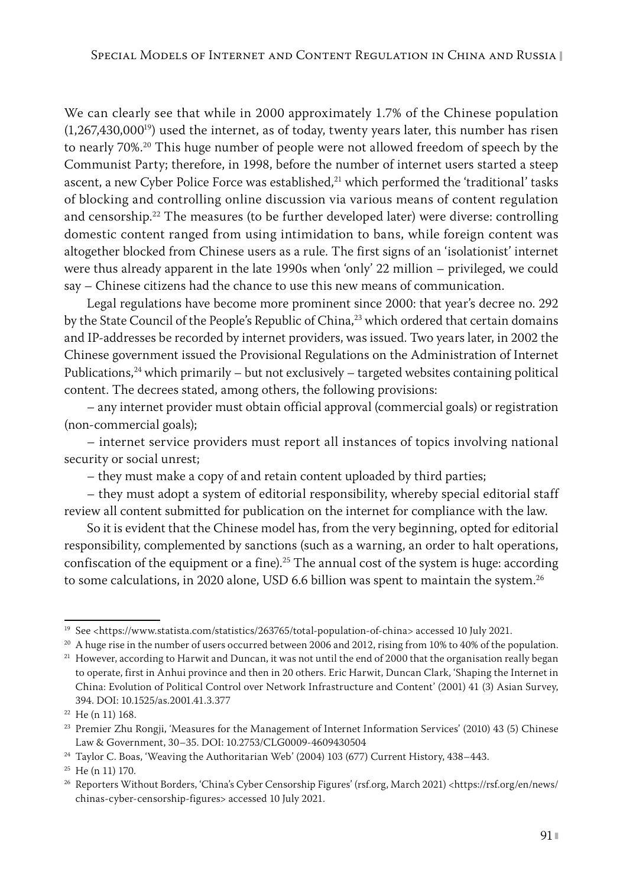We can clearly see that while in 2000 approximately 1.7% of the Chinese population (1,267,430,000[19]) used the internet, as of today, twenty years later, this number has risen to nearly 70%.[20] This huge number of people were not allowed freedom of speech by the Communist Party; therefore, in 1998, before the number of internet users started a steep ascent, a new Cyber Police Force was established,[21] which performed the 'traditional' tasks of blocking and controlling online discussion via various means of content regulation and censorship.[22] The measures (to be further developed later) were diverse: controlling domestic content ranged from using intimidation to bans, while foreign content was altogether blocked from Chinese users as a rule. The first signs of an 'isolationist' internet were thus already apparent in the late 1990s when 'only' 22 million – privileged, we could say – Chinese citizens had the chance to use this new means of communication.

Legal regulations have become more prominent since 2000: that year's decree no. 292 by the State Council of the People's Republic of China,[23] which ordered that certain domains and IP-addresses be recorded by internet providers, was issued. Two years later, in 2002 the Chinese government issued the Provisional Regulations on the Administration of Internet Publications,[24] which primarily – but not exclusively – targeted websites containing political content. The decrees stated, among others, the following provisions:

– any internet provider must obtain official approval (commercial goals) or registration (non-commercial goals);

– internet service providers must report all instances of topics involving national security or social unrest;

– they must make a copy of and retain content uploaded by third parties;

– they must adopt a system of editorial responsibility, whereby special editorial staff review all content submitted for publication on the internet for compliance with the law.

So it is evident that the Chinese model has, from the very beginning, opted for editorial responsibility, complemented by sanctions (such as a warning, an order to halt operations, confiscation of the equipment or a fine).[25] The annual cost of the system is huge: according to some calculations, in 2020 alone, USD 6.6 billion was spent to maintain the system.[26]

---

[19] See <https://www.statista.com/statistics/263765/total-population-of-china> accessed 10 July 2021.

[20] A huge rise in the number of users occurred between 2006 and 2012, rising from 10% to 40% of the population.

[21] However, according to Harwit and Duncan, it was not until the end of 2000 that the organisation really began to operate, first in Anhui province and then in 20 others. Eric Harwit, Duncan Clark, 'Shaping the Internet in China: Evolution of Political Control over Network Infrastructure and Content' (2001) 41 (3) Asian Survey, 394. DOI: 10.1525/as.2001.41.3.377

[22] He (n 11) 168.

[23] Premier Zhu Rongji, 'Measures for the Management of Internet Information Services' (2010) 43 (5) Chinese Law & Government, 30–35. DOI: 10.2753/CLG0009-4609430504

[24] Taylor C. Boas, 'Weaving the Authoritarian Web' (2004) 103 (677) Current History, 438–443.

[25] He (n 11) 170.

[26] Reporters Without Borders, 'China's Cyber Censorship Figures' (rsf.org, March 2021) <https://rsf.org/en/news/chinas-cyber-censorship-figures> accessed 10 July 2021.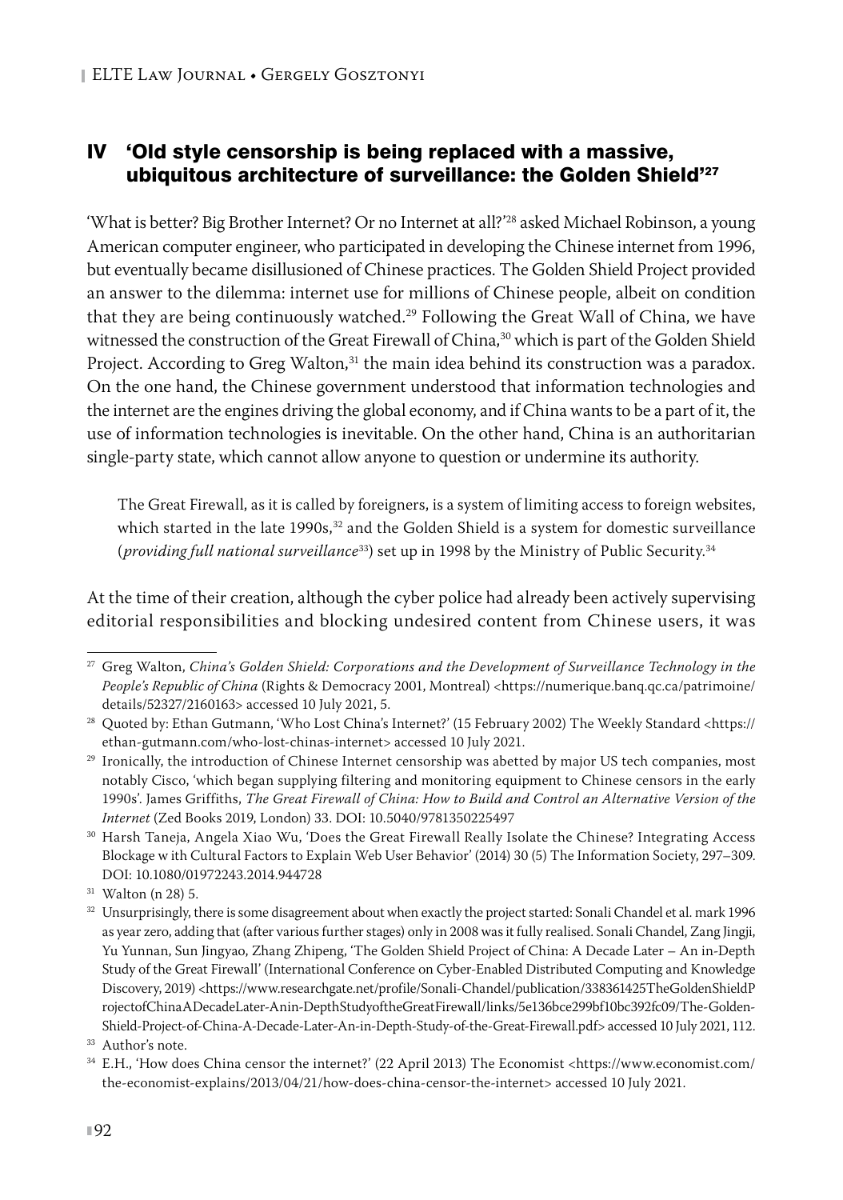## IV 'Old style censorship is being replaced with a massive, ubiquitous architecture of surveillance: the Golden Shield'[27]

'What is better? Big Brother Internet? Or no Internet at all?'[28] asked Michael Robinson, a young American computer engineer, who participated in developing the Chinese internet from 1996, but eventually became disillusioned of Chinese practices. The Golden Shield Project provided an answer to the dilemma: internet use for millions of Chinese people, albeit on condition that they are being continuously watched.[29] Following the Great Wall of China, we have witnessed the construction of the Great Firewall of China,[30] which is part of the Golden Shield Project. According to Greg Walton,[31] the main idea behind its construction was a paradox. On the one hand, the Chinese government understood that information technologies and the internet are the engines driving the global economy, and if China wants to be a part of it, the use of information technologies is inevitable. On the other hand, China is an authoritarian single-party state, which cannot allow anyone to question or undermine its authority.

> The Great Firewall, as it is called by foreigners, is a system of limiting access to foreign websites, which started in the late 1990s,[32] and the Golden Shield is a system for domestic surveillance (*providing full national surveillance*[33]) set up in 1998 by the Ministry of Public Security.[34]

At the time of their creation, although the cyber police had already been actively supervising editorial responsibilities and blocking undesired content from Chinese users, it was

---

[27] Greg Walton, *China's Golden Shield: Corporations and the Development of Surveillance Technology in the People's Republic of China* (Rights & Democracy 2001, Montreal) <https://numerique.banq.qc.ca/patrimoine/details/52327/2160163> accessed 10 July 2021, 5.

[28] Quoted by: Ethan Gutmann, 'Who Lost China's Internet?' (15 February 2002) The Weekly Standard <https://ethan-gutmann.com/who-lost-chinas-internet> accessed 10 July 2021.

[29] Ironically, the introduction of Chinese Internet censorship was abetted by major US tech companies, most notably Cisco, 'which began supplying filtering and monitoring equipment to Chinese censors in the early 1990s'. James Griffiths, *The Great Firewall of China: How to Build and Control an Alternative Version of the Internet* (Zed Books 2019, London) 33. DOI: 10.5040/9781350225497

[30] Harsh Taneja, Angela Xiao Wu, 'Does the Great Firewall Really Isolate the Chinese? Integrating Access Blockage w ith Cultural Factors to Explain Web User Behavior' (2014) 30 (5) The Information Society, 297–309. DOI: 10.1080/01972243.2014.944728

[31] Walton (n 28) 5.

[32] Unsurprisingly, there is some disagreement about when exactly the project started: Sonali Chandel et al. mark 1996 as year zero, adding that (after various further stages) only in 2008 was it fully realised. Sonali Chandel, Zang Jingji, Yu Yunnan, Sun Jingyao, Zhang Zhipeng, 'The Golden Shield Project of China: A Decade Later – An in-Depth Study of the Great Firewall' (International Conference on Cyber-Enabled Distributed Computing and Knowledge Discovery, 2019) <https://www.researchgate.net/profile/Sonali-Chandel/publication/338361425TheGoldenShieldProjectofChinaADecadeLater-Anin-DepthStudyoftheGreatFirewall/links/5e136bce299bf10bc392fc09/The-Golden-Shield-Project-of-China-A-Decade-Later-An-in-Depth-Study-of-the-Great-Firewall.pdf> accessed 10 July 2021, 112.

[33] Author's note.

[34] E.H., 'How does China censor the internet?' (22 April 2013) The Economist <https://www.economist.com/the-economist-explains/2013/04/21/how-does-china-censor-the-internet> accessed 10 July 2021.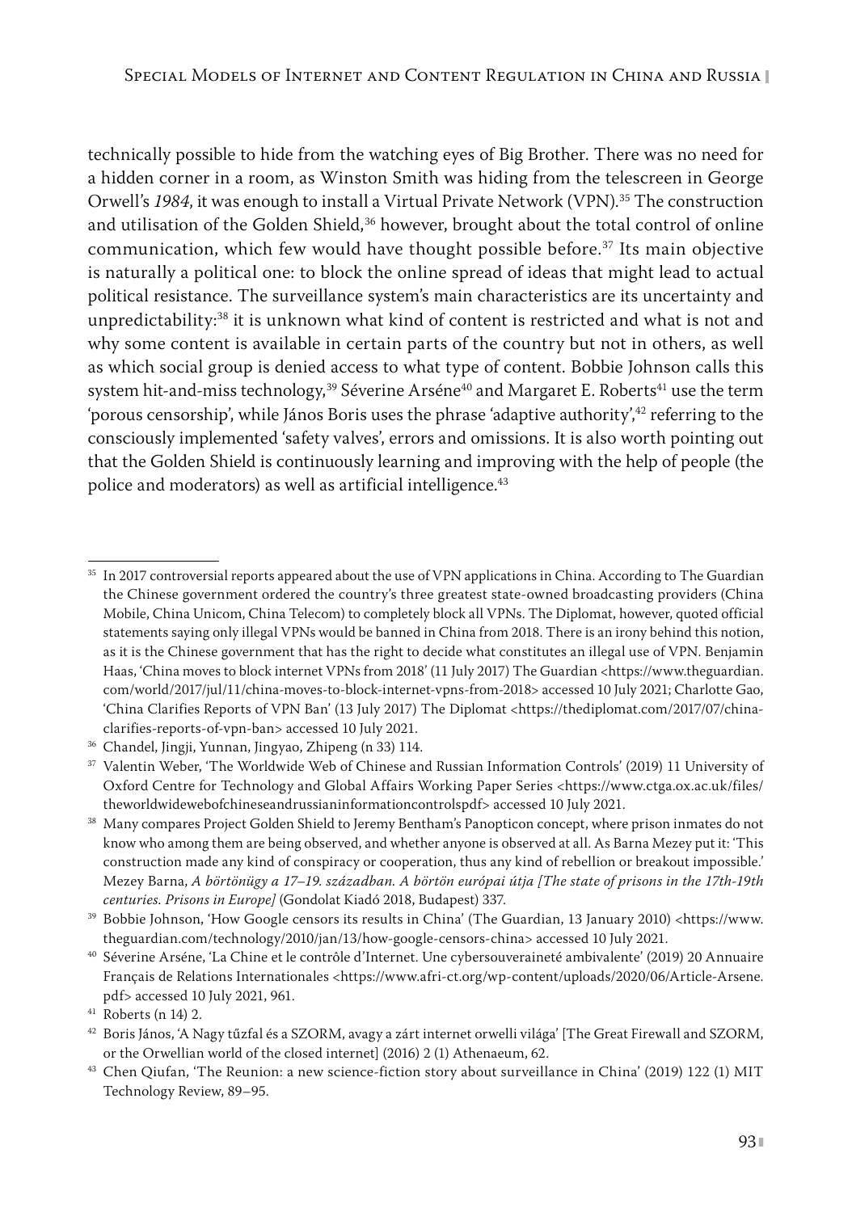technically possible to hide from the watching eyes of Big Brother. There was no need for a hidden corner in a room, as Winston Smith was hiding from the telescreen in George Orwell's *1984*, it was enough to install a Virtual Private Network (VPN).[35] The construction and utilisation of the Golden Shield,[36] however, brought about the total control of online communication, which few would have thought possible before.[37] Its main objective is naturally a political one: to block the online spread of ideas that might lead to actual political resistance. The surveillance system's main characteristics are its uncertainty and unpredictability:[38] it is unknown what kind of content is restricted and what is not and why some content is available in certain parts of the country but not in others, as well as which social group is denied access to what type of content. Bobbie Johnson calls this system hit-and-miss technology,[39] Séverine Arséne[40] and Margaret E. Roberts[41] use the term 'porous censorship', while János Boris uses the phrase 'adaptive authority',[42] referring to the consciously implemented 'safety valves', errors and omissions. It is also worth pointing out that the Golden Shield is continuously learning and improving with the help of people (the police and moderators) as well as artificial intelligence.[43]

---

[35] In 2017 controversial reports appeared about the use of VPN applications in China. According to The Guardian the Chinese government ordered the country's three greatest state-owned broadcasting providers (China Mobile, China Unicom, China Telecom) to completely block all VPNs. The Diplomat, however, quoted official statements saying only illegal VPNs would be banned in China from 2018. There is an irony behind this notion, as it is the Chinese government that has the right to decide what constitutes an illegal use of VPN. Benjamin Haas, 'China moves to block internet VPNs from 2018' (11 July 2017) The Guardian <https://www.theguardian.com/world/2017/jul/11/china-moves-to-block-internet-vpns-from-2018> accessed 10 July 2021; Charlotte Gao, 'China Clarifies Reports of VPN Ban' (13 July 2017) The Diplomat <https://thediplomat.com/2017/07/china-clarifies-reports-of-vpn-ban> accessed 10 July 2021.

[36] Chandel, Jingji, Yunnan, Jingyao, Zhipeng (n 33) 114.

[37] Valentin Weber, 'The Worldwide Web of Chinese and Russian Information Controls' (2019) 11 University of Oxford Centre for Technology and Global Affairs Working Paper Series <https://www.ctga.ox.ac.uk/files/theworldwidewebofchineseandrussianinformationcontrolspdf> accessed 10 July 2021.

[38] Many compares Project Golden Shield to Jeremy Bentham's Panopticon concept, where prison inmates do not know who among them are being observed, and whether anyone is observed at all. As Barna Mezey put it: 'This construction made any kind of conspiracy or cooperation, thus any kind of rebellion or breakout impossible.' Mezey Barna, *A börtönügy a 17–19. században. A börtön európai útja [The state of prisons in the 17th-19th centuries. Prisons in Europe]* (Gondolat Kiadó 2018, Budapest) 337.

[39] Bobbie Johnson, 'How Google censors its results in China' (The Guardian, 13 January 2010) <https://www.theguardian.com/technology/2010/jan/13/how-google-censors-china> accessed 10 July 2021.

[40] Séverine Arséne, 'La Chine et le contrôle d'Internet. Une cybersouveraineté ambivalente' (2019) 20 Annuaire Français de Relations Internationales <https://www.afri-ct.org/wp-content/uploads/2020/06/Article-Arsene.pdf> accessed 10 July 2021, 961.

[41] Roberts (n 14) 2.

[42] Boris János, 'A Nagy tűzfal és a SZORM, avagy a zárt internet orwelli világa' [The Great Firewall and SZORM, or the Orwellian world of the closed internet] (2016) 2 (1) Athenaeum, 62.

[43] Chen Qiufan, 'The Reunion: a new science-fiction story about surveillance in China' (2019) 122 (1) MIT Technology Review, 89–95.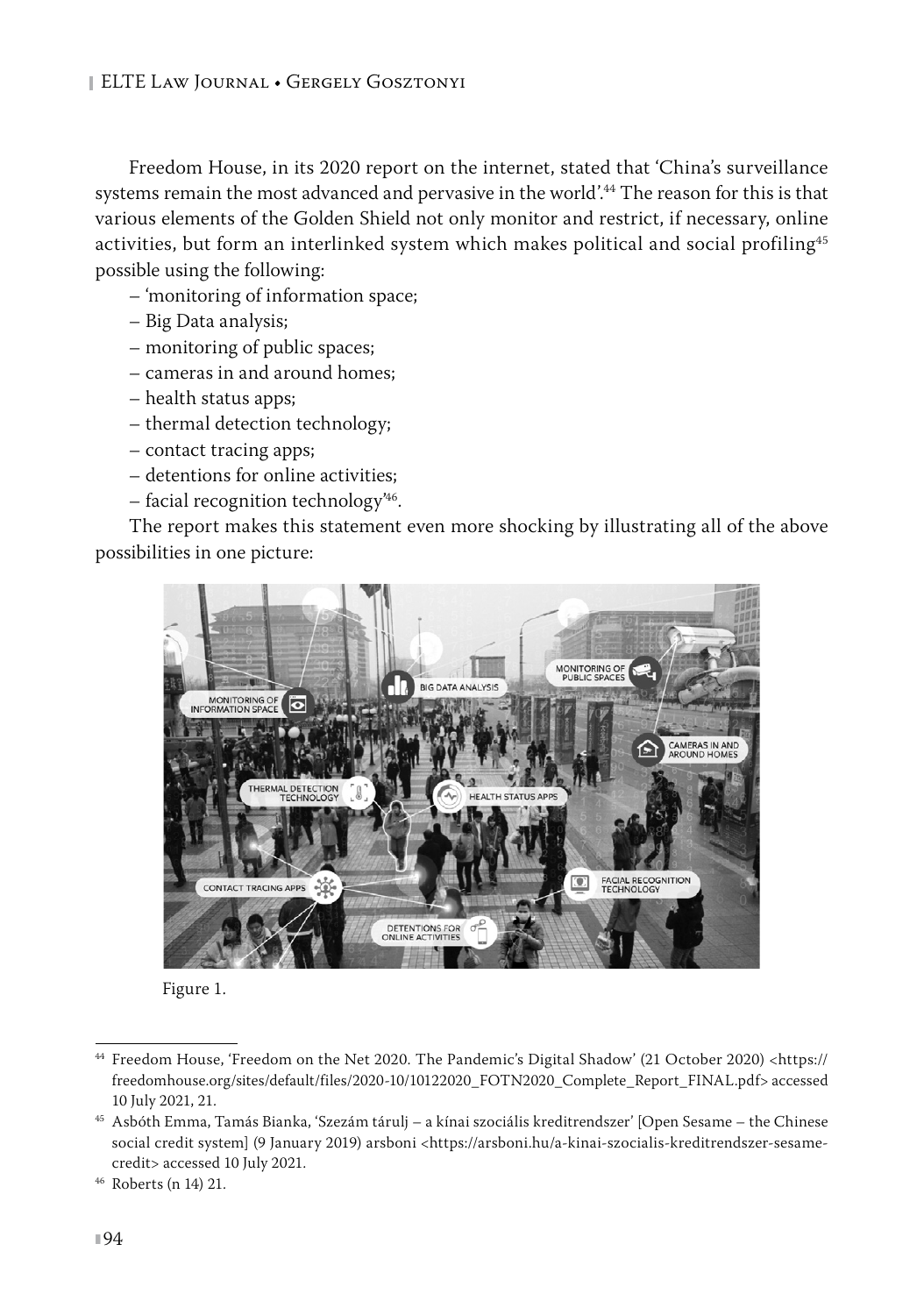Freedom House, in its 2020 report on the internet, stated that 'China's surveillance systems remain the most advanced and pervasive in the world'.[44] The reason for this is that various elements of the Golden Shield not only monitor and restrict, if necessary, online activities, but form an interlinked system which makes political and social profiling[45] possible using the following:

– 'monitoring of information space;
– Big Data analysis;
– monitoring of public spaces;
– cameras in and around homes;
– health status apps;
– thermal detection technology;
– contact tracing apps;
– detentions for online activities;
– facial recognition technology'[46].

The report makes this statement even more shocking by illustrating all of the above possibilities in one picture:

Figure 1.

[44] Freedom House, 'Freedom on the Net 2020. The Pandemic's Digital Shadow' (21 October 2020) <https://freedomhouse.org/sites/default/files/2020-10/10122020_FOTN2020_Complete_Report_FINAL.pdf> accessed 10 July 2021, 21.

[45] Asbóth Emma, Tamás Bianka, 'Szezám tárulj – a kínai szociális kreditrendszer' [Open Sesame – the Chinese social credit system] (9 January 2019) arsboni <https://arsboni.hu/a-kinai-szocialis-kreditrendszer-sesame-credit> accessed 10 July 2021.

[46] Roberts (n 14) 21.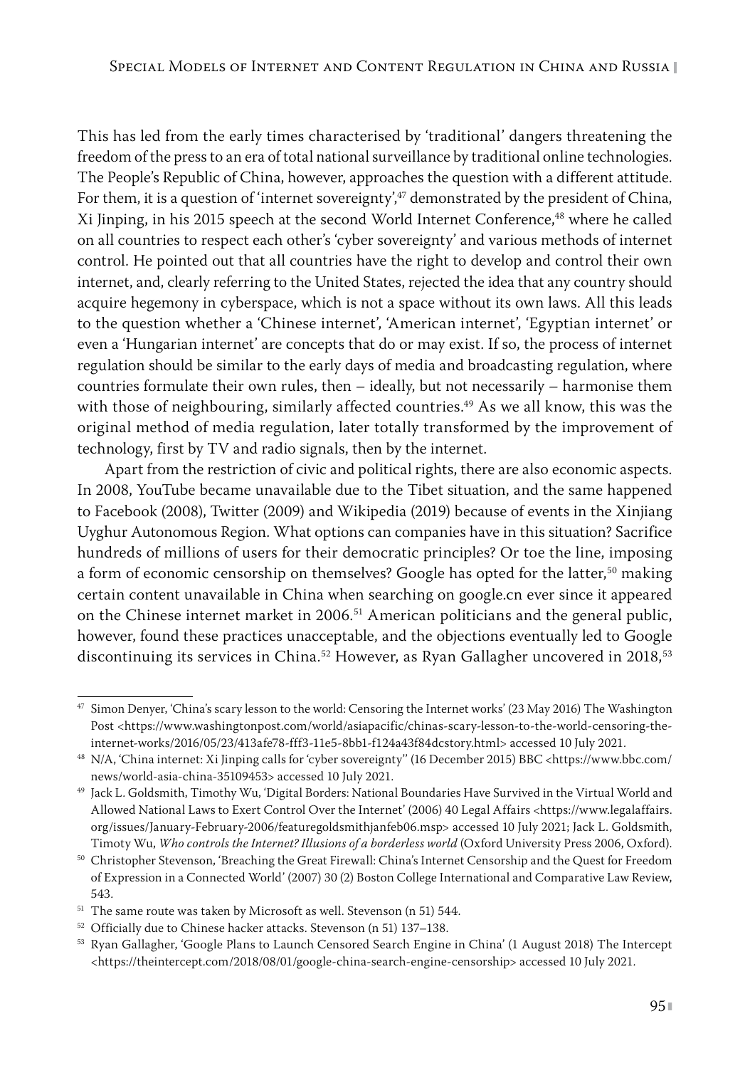This has led from the early times characterised by 'traditional' dangers threatening the freedom of the press to an era of total national surveillance by traditional online technologies. The People's Republic of China, however, approaches the question with a different attitude. For them, it is a question of 'internet sovereignty',[47] demonstrated by the president of China, Xi Jinping, in his 2015 speech at the second World Internet Conference,[48] where he called on all countries to respect each other's 'cyber sovereignty' and various methods of internet control. He pointed out that all countries have the right to develop and control their own internet, and, clearly referring to the United States, rejected the idea that any country should acquire hegemony in cyberspace, which is not a space without its own laws. All this leads to the question whether a 'Chinese internet', 'American internet', 'Egyptian internet' or even a 'Hungarian internet' are concepts that do or may exist. If so, the process of internet regulation should be similar to the early days of media and broadcasting regulation, where countries formulate their own rules, then – ideally, but not necessarily – harmonise them with those of neighbouring, similarly affected countries.[49] As we all know, this was the original method of media regulation, later totally transformed by the improvement of technology, first by TV and radio signals, then by the internet.

Apart from the restriction of civic and political rights, there are also economic aspects. In 2008, YouTube became unavailable due to the Tibet situation, and the same happened to Facebook (2008), Twitter (2009) and Wikipedia (2019) because of events in the Xinjiang Uyghur Autonomous Region. What options can companies have in this situation? Sacrifice hundreds of millions of users for their democratic principles? Or toe the line, imposing a form of economic censorship on themselves? Google has opted for the latter,[50] making certain content unavailable in China when searching on google.cn ever since it appeared on the Chinese internet market in 2006.[51] American politicians and the general public, however, found these practices unacceptable, and the objections eventually led to Google discontinuing its services in China.[52] However, as Ryan Gallagher uncovered in 2018,[53]

---

[47] Simon Denyer, 'China's scary lesson to the world: Censoring the Internet works' (23 May 2016) The Washington Post <https://www.washingtonpost.com/world/asiapacific/chinas-scary-lesson-to-the-world-censoring-the-internet-works/2016/05/23/413afe78-fff3-11e5-8bb1-f124a43f84dcstory.html> accessed 10 July 2021.

[48] N/A, 'China internet: Xi Jinping calls for 'cyber sovereignty'' (16 December 2015) BBC <https://www.bbc.com/news/world-asia-china-35109453> accessed 10 July 2021.

[49] Jack L. Goldsmith, Timothy Wu, 'Digital Borders: National Boundaries Have Survived in the Virtual World and Allowed National Laws to Exert Control Over the Internet' (2006) 40 Legal Affairs <https://www.legalaffairs.org/issues/January-February-2006/featuregoldsmithjanfeb06.msp> accessed 10 July 2021; Jack L. Goldsmith, Timoty Wu, *Who controls the Internet? Illusions of a borderless world* (Oxford University Press 2006, Oxford).

[50] Christopher Stevenson, 'Breaching the Great Firewall: China's Internet Censorship and the Quest for Freedom of Expression in a Connected World' (2007) 30 (2) Boston College International and Comparative Law Review, 543.

[51] The same route was taken by Microsoft as well. Stevenson (n 51) 544.

[52] Officially due to Chinese hacker attacks. Stevenson (n 51) 137–138.

[53] Ryan Gallagher, 'Google Plans to Launch Censored Search Engine in China' (1 August 2018) The Intercept <https://theintercept.com/2018/08/01/google-china-search-engine-censorship> accessed 10 July 2021.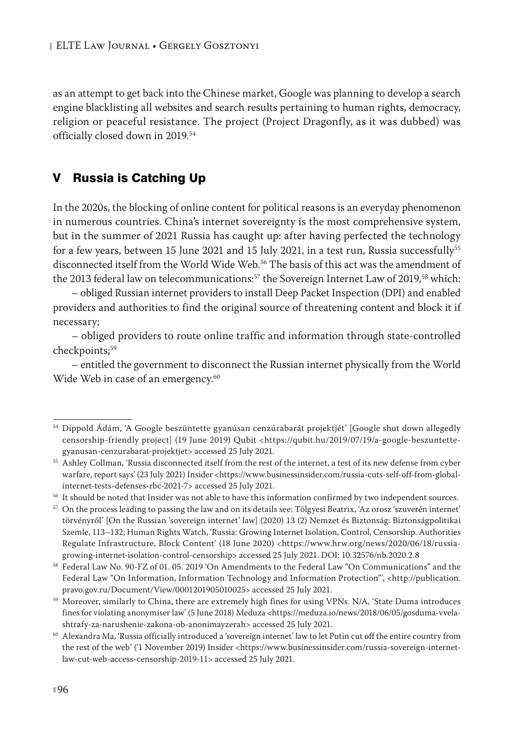as an attempt to get back into the Chinese market, Google was planning to develop a search engine blacklisting all websites and search results pertaining to human rights, democracy, religion or peaceful resistance. The project (Project Dragonfly, as it was dubbed) was officially closed down in 2019.[54]

## V Russia is Catching Up

In the 2020s, the blocking of online content for political reasons is an everyday phenomenon in numerous countries. China's internet sovereignty is the most comprehensive system, but in the summer of 2021 Russia has caught up: after having perfected the technology for a few years, between 15 June 2021 and 15 July 2021, in a test run, Russia successfully[55] disconnected itself from the World Wide Web.[56] The basis of this act was the amendment of the 2013 federal law on telecommunications:[57] the Sovereign Internet Law of 2019,[58] which:

– obliged Russian internet providers to install Deep Packet Inspection (DPI) and enabled providers and authorities to find the original source of threatening content and block it if necessary;

– obliged providers to route online traffic and information through state-controlled checkpoints;[59]

– entitled the government to disconnect the Russian internet physically from the World Wide Web in case of an emergency.[60]

---

[54] Dippold Ádám, 'A Google beszüntette gyanúsan cenzúrabarát projektjét' [Google shut down allegedly censorship-friendly project] (19 June 2019) Qubit <https://qubit.hu/2019/07/19/a-google-beszuntette-gyanusan-cenzurabarat-projektjet> accessed 25 July 2021.

[55] Ashley Collman, 'Russia disconnected itself from the rest of the internet, a test of its new defense from cyber warfare, report says' (23 July 2021) Insider <https://www.businessinsider.com/russia-cuts-self-off-from-global-internet-tests-defenses-rbc-2021-7> accessed 25 July 2021.

[56] It should be noted that Insider was not able to have this information confirmed by two independent sources.

[57] On the process leading to passing the law and on its details see: Tölgyesi Beatrix, 'Az orosz 'szuverén internet' törvényről' [On the Russian 'sovereign internet' law] (2020) 13 (2) Nemzet és Biztonság: Biztonságpolitikai Szemle, 113–132; Human Rights Watch, 'Russia: Growing Internet Isolation, Control, Censorship. Authorities Regulate Infrastructure, Block Content' (18 June 2020) <https://www.hrw.org/news/2020/06/18/russia-growing-internet-isolation-control-censorship> accessed 25 July 2021. DOI: 10.32576/nb.2020.2.8

[58] Federal Law No. 90-FZ of 01. 05. 2019 'On Amendments to the Federal Law "On Communications" and the Federal Law "On Information, Information Technology and Information Protection"', <http://publication.pravo.gov.ru/Document/View/0001201905010025> accessed 25 July 2021.

[59] Moreover, similarly to China, there are extremely high fines for using VPNs. N/A, 'State Duma introduces fines for violating anonymiser law' (5 June 2018) Meduza <https://meduza.io/news/2018/06/05/gosduma-vvela-shtrafy-za-narushenie-zakona-ob-anonimayzerah> accessed 25 July 2021.

[60] Alexandra Ma, 'Russia officially introduced a 'sovereign internet' law to let Putin cut off the entire country from the rest of the web' ('1 November 2019) Insider <https://www.businessinsider.com/russia-sovereign-internet-law-cut-web-access-censorship-2019-11> accessed 25 July 2021.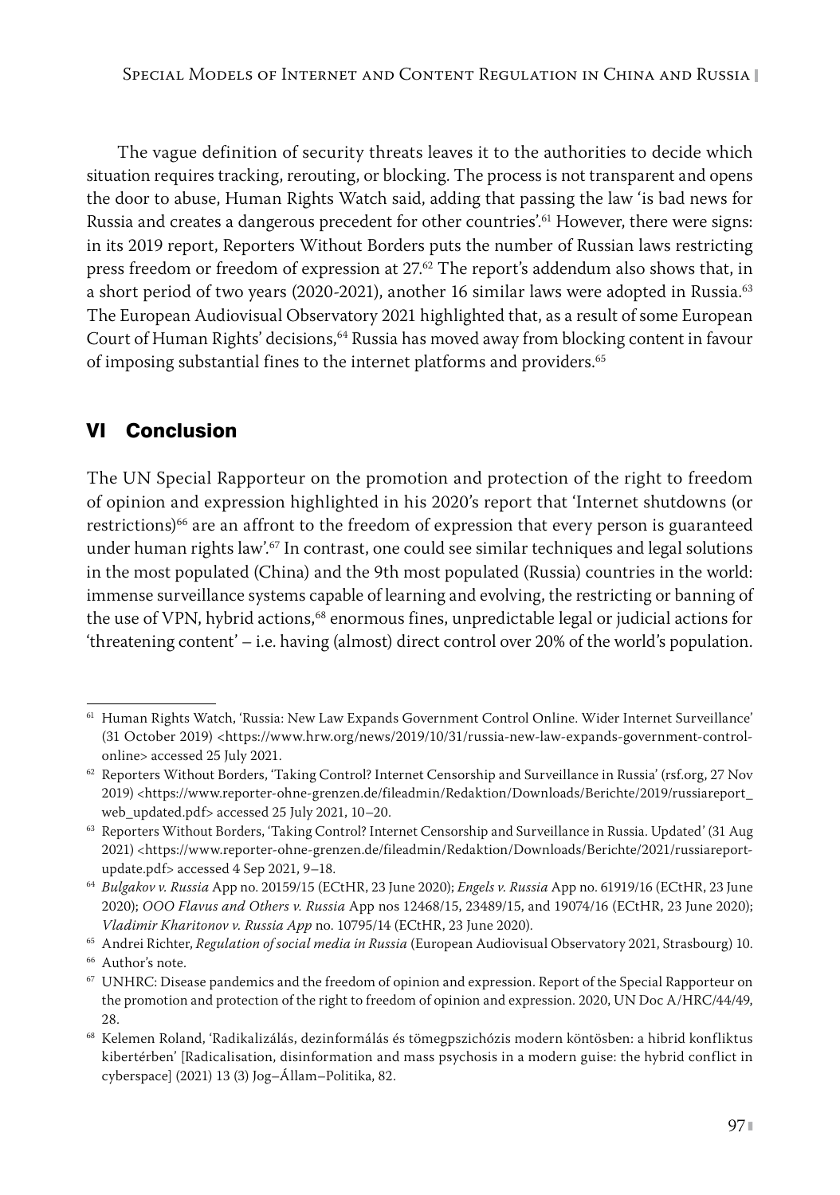The vague definition of security threats leaves it to the authorities to decide which situation requires tracking, rerouting, or blocking. The process is not transparent and opens the door to abuse, Human Rights Watch said, adding that passing the law 'is bad news for Russia and creates a dangerous precedent for other countries'.[61] However, there were signs: in its 2019 report, Reporters Without Borders puts the number of Russian laws restricting press freedom or freedom of expression at 27.[62] The report's addendum also shows that, in a short period of two years (2020-2021), another 16 similar laws were adopted in Russia.[63] The European Audiovisual Observatory 2021 highlighted that, as a result of some European Court of Human Rights' decisions,[64] Russia has moved away from blocking content in favour of imposing substantial fines to the internet platforms and providers.[65]

## VI Conclusion

The UN Special Rapporteur on the promotion and protection of the right to freedom of opinion and expression highlighted in his 2020's report that 'Internet shutdowns (or restrictions)[66] are an affront to the freedom of expression that every person is guaranteed under human rights law'.[67] In contrast, one could see similar techniques and legal solutions in the most populated (China) and the 9th most populated (Russia) countries in the world: immense surveillance systems capable of learning and evolving, the restricting or banning of the use of VPN, hybrid actions,[68] enormous fines, unpredictable legal or judicial actions for 'threatening content' – i.e. having (almost) direct control over 20% of the world's population.

---

[61] Human Rights Watch, 'Russia: New Law Expands Government Control Online. Wider Internet Surveillance' (31 October 2019) <https://www.hrw.org/news/2019/10/31/russia-new-law-expands-government-control-online> accessed 25 July 2021.

[62] Reporters Without Borders, 'Taking Control? Internet Censorship and Surveillance in Russia' (rsf.org, 27 Nov 2019) <https://www.reporter-ohne-grenzen.de/fileadmin/Redaktion/Downloads/Berichte/2019/russiareport_web_updated.pdf> accessed 25 July 2021, 10–20.

[63] Reporters Without Borders, 'Taking Control? Internet Censorship and Surveillance in Russia. Updated' (31 Aug 2021) <https://www.reporter-ohne-grenzen.de/fileadmin/Redaktion/Downloads/Berichte/2021/russiareport-update.pdf> accessed 4 Sep 2021, 9–18.

[64] *Bulgakov v. Russia* App no. 20159/15 (ECtHR, 23 June 2020); *Engels v. Russia* App no. 61919/16 (ECtHR, 23 June 2020); *OOO Flavus and Others v. Russia* App nos 12468/15, 23489/15, and 19074/16 (ECtHR, 23 June 2020); *Vladimir Kharitonov v. Russia App* no. 10795/14 (ECtHR, 23 June 2020).

[65] Andrei Richter, *Regulation of social media in Russia* (European Audiovisual Observatory 2021, Strasbourg) 10.

[66] Author's note.

[67] UNHRC: Disease pandemics and the freedom of opinion and expression. Report of the Special Rapporteur on the promotion and protection of the right to freedom of opinion and expression. 2020, UN Doc A/HRC/44/49, 28.

[68] Kelemen Roland, 'Radikalizálás, dezinformálás és tömegpszichózis modern köntösben: a hibrid konfliktus kibertérben' [Radicalisation, disinformation and mass psychosis in a modern guise: the hybrid conflict in cyberspace] (2021) 13 (3) Jog–Állam–Politika, 82.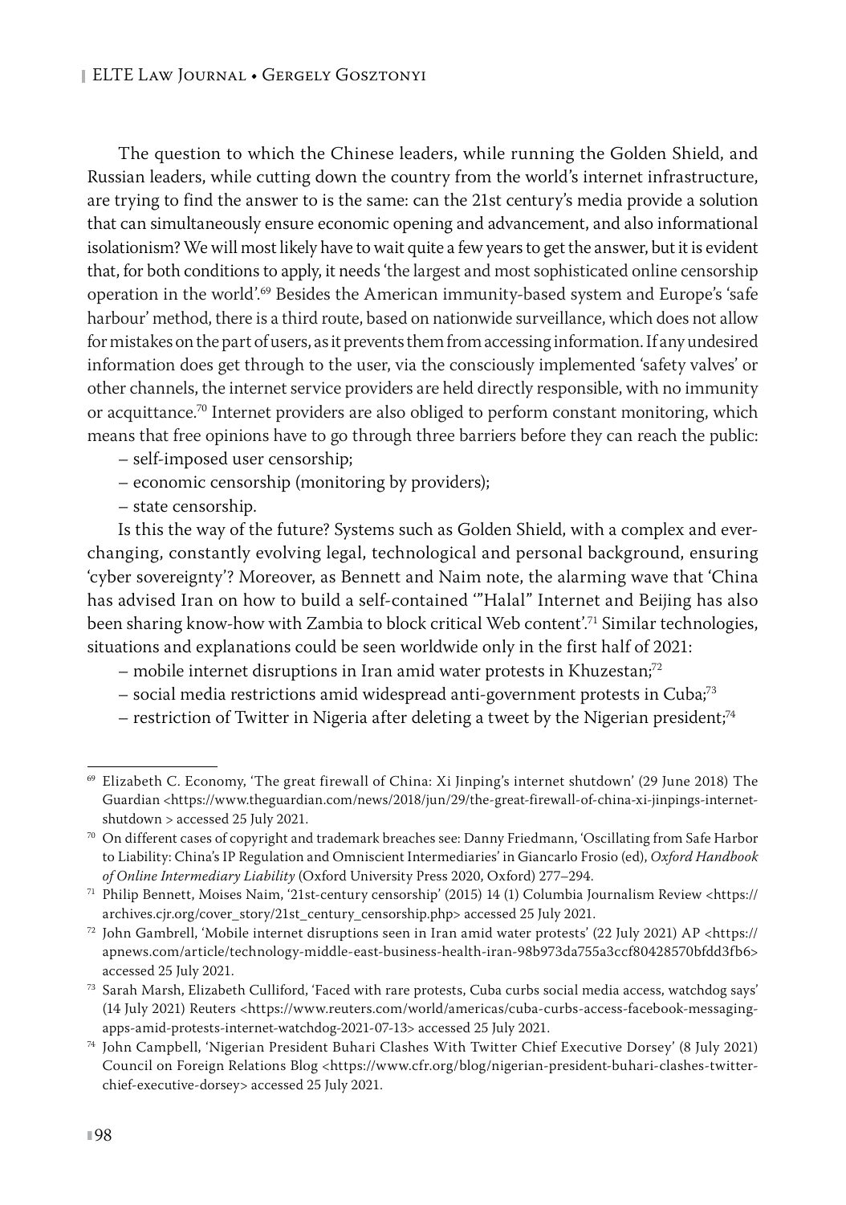The question to which the Chinese leaders, while running the Golden Shield, and Russian leaders, while cutting down the country from the world's internet infrastructure, are trying to find the answer to is the same: can the 21st century's media provide a solution that can simultaneously ensure economic opening and advancement, and also informational isolationism? We will most likely have to wait quite a few years to get the answer, but it is evident that, for both conditions to apply, it needs 'the largest and most sophisticated online censorship operation in the world'.[69] Besides the American immunity-based system and Europe's 'safe harbour' method, there is a third route, based on nationwide surveillance, which does not allow for mistakes on the part of users, as it prevents them from accessing information. If any undesired information does get through to the user, via the consciously implemented 'safety valves' or other channels, the internet service providers are held directly responsible, with no immunity or acquittance.[70] Internet providers are also obliged to perform constant monitoring, which means that free opinions have to go through three barriers before they can reach the public:

– self-imposed user censorship;
– economic censorship (monitoring by providers);
– state censorship.

Is this the way of the future? Systems such as Golden Shield, with a complex and ever-changing, constantly evolving legal, technological and personal background, ensuring 'cyber sovereignty'? Moreover, as Bennett and Naim note, the alarming wave that 'China has advised Iran on how to build a self-contained '"Halal" Internet and Beijing has also been sharing know-how with Zambia to block critical Web content'.[71] Similar technologies, situations and explanations could be seen worldwide only in the first half of 2021:

– mobile internet disruptions in Iran amid water protests in Khuzestan;[72]
– social media restrictions amid widespread anti-government protests in Cuba;[73]
– restriction of Twitter in Nigeria after deleting a tweet by the Nigerian president;[74]

---

[69] Elizabeth C. Economy, 'The great firewall of China: Xi Jinping's internet shutdown' (29 June 2018) The Guardian <https://www.theguardian.com/news/2018/jun/29/the-great-firewall-of-china-xi-jinpings-internet-shutdown > accessed 25 July 2021.

[70] On different cases of copyright and trademark breaches see: Danny Friedmann, 'Oscillating from Safe Harbor to Liability: China's IP Regulation and Omniscient Intermediaries' in Giancarlo Frosio (ed), *Oxford Handbook of Online Intermediary Liability* (Oxford University Press 2020, Oxford) 277–294.

[71] Philip Bennett, Moises Naim, '21st-century censorship' (2015) 14 (1) Columbia Journalism Review <https://archives.cjr.org/cover_story/21st_century_censorship.php> accessed 25 July 2021.

[72] John Gambrell, 'Mobile internet disruptions seen in Iran amid water protests' (22 July 2021) AP <https://apnews.com/article/technology-middle-east-business-health-iran-98b973da755a3ccf80428570bfdd3fb6> accessed 25 July 2021.

[73] Sarah Marsh, Elizabeth Culliford, 'Faced with rare protests, Cuba curbs social media access, watchdog says' (14 July 2021) Reuters <https://www.reuters.com/world/americas/cuba-curbs-access-facebook-messaging-apps-amid-protests-internet-watchdog-2021-07-13> accessed 25 July 2021.

[74] John Campbell, 'Nigerian President Buhari Clashes With Twitter Chief Executive Dorsey' (8 July 2021) Council on Foreign Relations Blog <https://www.cfr.org/blog/nigerian-president-buhari-clashes-twitter-chief-executive-dorsey> accessed 25 July 2021.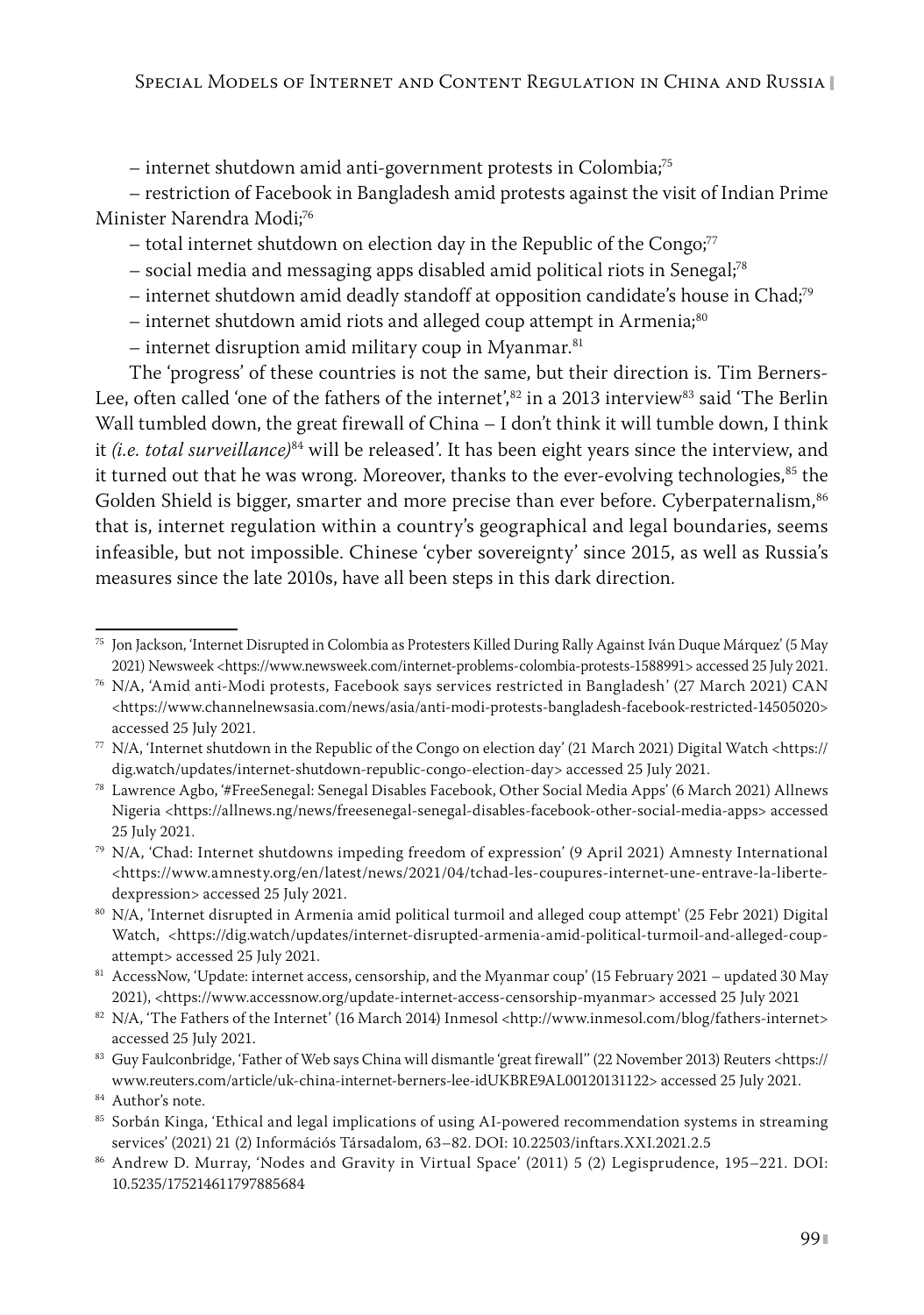– internet shutdown amid anti-government protests in Colombia;[75]

– restriction of Facebook in Bangladesh amid protests against the visit of Indian Prime Minister Narendra Modi;[76]

– total internet shutdown on election day in the Republic of the Congo;[77]

– social media and messaging apps disabled amid political riots in Senegal;[78]

– internet shutdown amid deadly standoff at opposition candidate's house in Chad;[79]

– internet shutdown amid riots and alleged coup attempt in Armenia;[80]

– internet disruption amid military coup in Myanmar.[81]

The 'progress' of these countries is not the same, but their direction is. Tim Berners-Lee, often called 'one of the fathers of the internet',[82] in a 2013 interview[83] said 'The Berlin Wall tumbled down, the great firewall of China – I don't think it will tumble down, I think it *(i.e. total surveillance)*[84] will be released'. It has been eight years since the interview, and it turned out that he was wrong. Moreover, thanks to the ever-evolving technologies,[85] the Golden Shield is bigger, smarter and more precise than ever before. Cyberpaternalism,[86] that is, internet regulation within a country's geographical and legal boundaries, seems infeasible, but not impossible. Chinese 'cyber sovereignty' since 2015, as well as Russia's measures since the late 2010s, have all been steps in this dark direction.

---

[75] Jon Jackson, 'Internet Disrupted in Colombia as Protesters Killed During Rally Against Iván Duque Márquez' (5 May 2021) Newsweek <https://www.newsweek.com/internet-problems-colombia-protests-1588991> accessed 25 July 2021.

[76] N/A, 'Amid anti-Modi protests, Facebook says services restricted in Bangladesh' (27 March 2021) CAN <https://www.channelnewsasia.com/news/asia/anti-modi-protests-bangladesh-facebook-restricted-14505020> accessed 25 July 2021.

[77] N/A, 'Internet shutdown in the Republic of the Congo on election day' (21 March 2021) Digital Watch <https://dig.watch/updates/internet-shutdown-republic-congo-election-day> accessed 25 July 2021.

[78] Lawrence Agbo, '#FreeSenegal: Senegal Disables Facebook, Other Social Media Apps' (6 March 2021) Allnews Nigeria <https://allnews.ng/news/freesenegal-senegal-disables-facebook-other-social-media-apps> accessed 25 July 2021.

[79] N/A, 'Chad: Internet shutdowns impeding freedom of expression' (9 April 2021) Amnesty International <https://www.amnesty.org/en/latest/news/2021/04/tchad-les-coupures-internet-une-entrave-la-liberte-dexpression> accessed 25 July 2021.

[80] N/A, 'Internet disrupted in Armenia amid political turmoil and alleged coup attempt' (25 Febr 2021) Digital Watch, <https://dig.watch/updates/internet-disrupted-armenia-amid-political-turmoil-and-alleged-coup-attempt> accessed 25 July 2021.

[81] AccessNow, 'Update: internet access, censorship, and the Myanmar coup' (15 February 2021 – updated 30 May 2021), <https://www.accessnow.org/update-internet-access-censorship-myanmar> accessed 25 July 2021

[82] N/A, 'The Fathers of the Internet' (16 March 2014) Inmesol <http://www.inmesol.com/blog/fathers-internet> accessed 25 July 2021.

[83] Guy Faulconbridge, 'Father of Web says China will dismantle 'great firewall'' (22 November 2013) Reuters <https://www.reuters.com/article/uk-china-internet-berners-lee-idUKBRE9AL00120131122> accessed 25 July 2021.

[84] Author's note.

[85] Sorbán Kinga, 'Ethical and legal implications of using AI-powered recommendation systems in streaming services' (2021) 21 (2) Információs Társadalom, 63–82. DOI: 10.22503/inftars.XXI.2021.2.5

[86] Andrew D. Murray, 'Nodes and Gravity in Virtual Space' (2011) 5 (2) Legisprudence, 195–221. DOI: 10.5235/175214611797885684